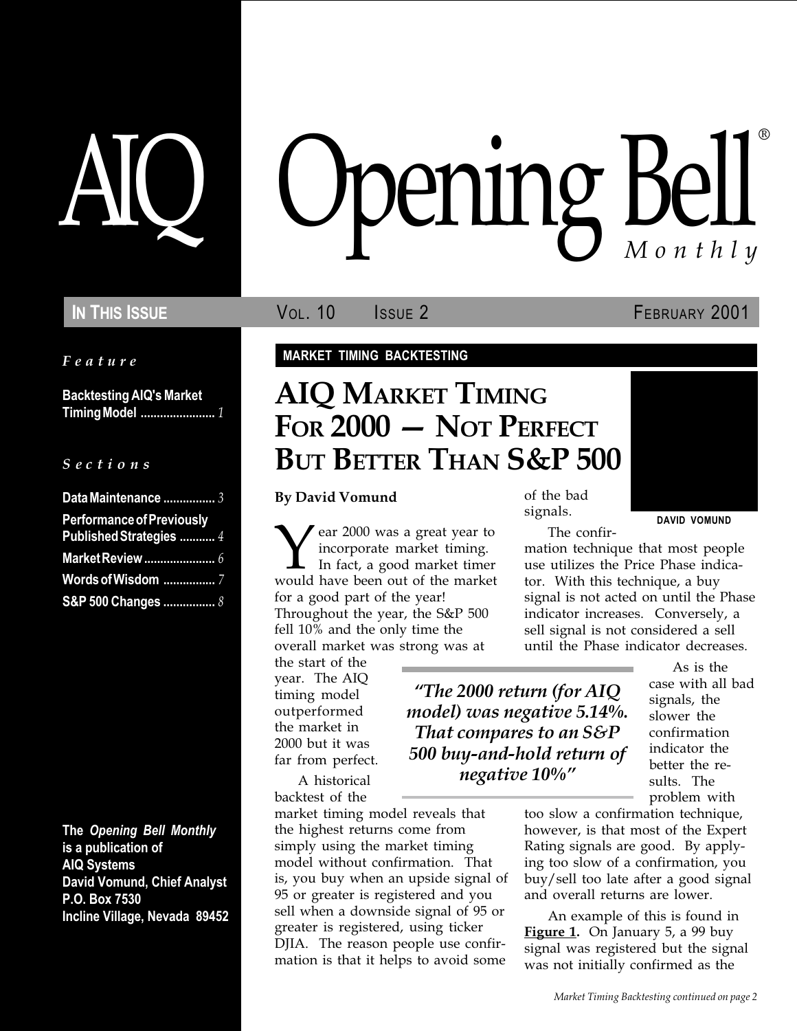# AIQ Opening Bell® Monthly

**IN THIS ISSUE** | VOL. 10 ISSUE 2 | FEBRUARY 2001

*Feature*

**Backtesting AIQ's Market Timing Model** ....................... *1*

*Sections*

**Data Maintenance** ................ *3*
**Performance of Previously Published Strategies** ........... *4*
**Market Review** ...................... *6*
**Words of Wisdom** ................ *7*
**S&P 500 Changes** ................ *8*

**The *Opening Bell Monthly* is a publication of AIQ Systems**
**David Vomund, Chief Analyst**
**P.O. Box 7530**
**Incline Village, Nevada 89452**

**MARKET TIMING BACKTESTING**

## AIQ MARKET TIMING FOR 2000 — NOT PERFECT BUT BETTER THAN S&P 500

DAVID VOMUND

**By David Vomund**

Year 2000 was a great year to incorporate market timing. In fact, a good market timer would have been out of the market for a good part of the year! Throughout the year, the S&P 500 fell 10% and the only time the overall market was strong was at the start of the year. The AIQ timing model outperformed the market in 2000 but it was far from perfect.

> *"The 2000 return (for AIQ model) was negative 5.14%. That compares to an S&P 500 buy-and-hold return of negative 10%"*

A historical backtest of the market timing model reveals that the highest returns come from simply using the market timing model without confirmation. That is, you buy when an upside signal of 95 or greater is registered and you sell when a downside signal of 95 or greater is registered, using ticker DJIA. The reason people use confirmation is that it helps to avoid some of the bad signals.

The confirmation technique that most people use utilizes the Price Phase indicator. With this technique, a buy signal is not acted on until the Phase indicator increases. Conversely, a sell signal is not considered a sell until the Phase indicator decreases.

As is the case with all bad signals, the slower the confirmation indicator the better the results. The problem with too slow a confirmation technique, however, is that most of the Expert Rating signals are good. By applying too slow of a confirmation, you buy/sell too late after a good signal and overall returns are lower.

An example of this is found in **Figure 1.** On January 5, a 99 buy signal was registered but the signal was not initially confirmed as the

*Market Timing Backtesting continued on page 2*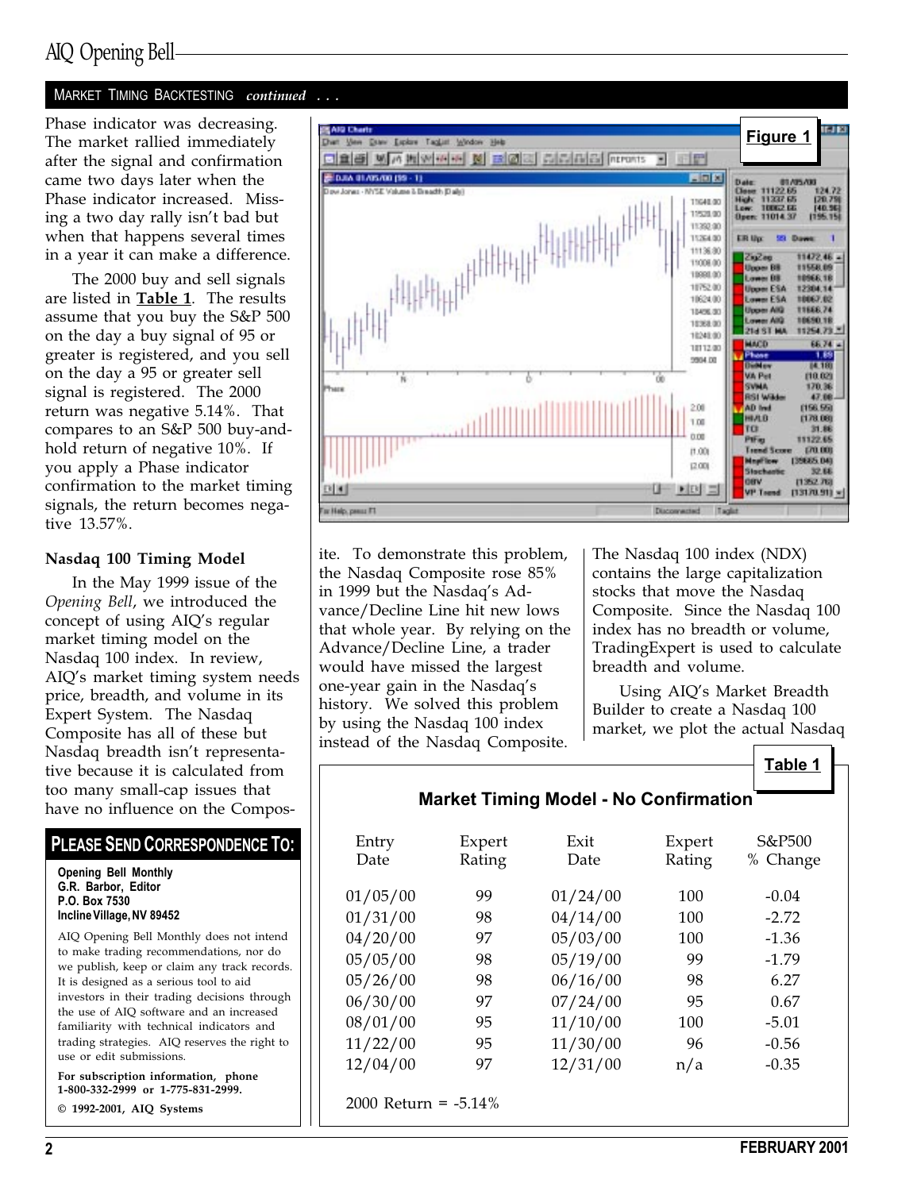## MARKET TIMING BACKTESTING *continued . . .*

Phase indicator was decreasing. The market rallied immediately after the signal and confirmation came two days later when the Phase indicator increased. Missing a two day rally isn't bad but when that happens several times in a year it can make a difference.

The 2000 buy and sell signals are listed in **Table 1**. The results assume that you buy the S&P 500 on the day a buy signal of 95 or greater is registered, and you sell on the day a 95 or greater sell signal is registered. The 2000 return was negative 5.14%. That compares to an S&P 500 buy-and-hold return of negative 10%. If you apply a Phase indicator confirmation to the market timing signals, the return becomes negative 13.57%.

**Figure 1**

### Nasdaq 100 Timing Model

In the May 1999 issue of the *Opening Bell*, we introduced the concept of using AIQ's regular market timing model on the Nasdaq 100 index. In review, AIQ's market timing system needs price, breadth, and volume in its Expert System. The Nasdaq Composite has all of these but Nasdaq breadth isn't representative because it is calculated from too many small-cap issues that have no influence on the Composite. To demonstrate this problem, the Nasdaq Composite rose 85% in 1999 but the Nasdaq's Advance/Decline Line hit new lows that whole year. By relying on the Advance/Decline Line, a trader would have missed the largest one-year gain in the Nasdaq's history. We solved this problem by using the Nasdaq 100 index instead of the Nasdaq Composite.

The Nasdaq 100 index (NDX) contains the large capitalization stocks that move the Nasdaq Composite. Since the Nasdaq 100 index has no breadth or volume, TradingExpert is used to calculate breadth and volume.

Using AIQ's Market Breadth Builder to create a Nasdaq 100 market, we plot the actual Nasdaq

**Table 1**

**Market Timing Model - No Confirmation**

| Entry Date | Expert Rating | Exit Date | Expert Rating | S&P500 % Change |
|---|---|---|---|---|
| 01/05/00 | 99 | 01/24/00 | 100 | -0.04 |
| 01/31/00 | 98 | 04/14/00 | 100 | -2.72 |
| 04/20/00 | 97 | 05/03/00 | 100 | -1.36 |
| 05/05/00 | 98 | 05/19/00 | 99 | -1.79 |
| 05/26/00 | 98 | 06/16/00 | 98 | 6.27 |
| 06/30/00 | 97 | 07/24/00 | 95 | 0.67 |
| 08/01/00 | 95 | 11/10/00 | 100 | -5.01 |
| 11/22/00 | 95 | 11/30/00 | 96 | -0.56 |
| 12/04/00 | 97 | 12/31/00 | n/a | -0.35 |

2000 Return = -5.14%

---

### PLEASE SEND CORRESPONDENCE TO:

**Opening Bell Monthly**
**G.R. Barbor, Editor**
**P.O. Box 7530**
**Incline Village, NV 89452**

AIQ Opening Bell Monthly does not intend to make trading recommendations, nor do we publish, keep or claim any track records. It is designed as a serious tool to aid investors in their trading decisions through the use of AIQ software and an increased familiarity with technical indicators and trading strategies. AIQ reserves the right to use or edit submissions.

**For subscription information, phone 1-800-332-2999 or 1-775-831-2999.**

**© 1992-2001, AIQ Systems**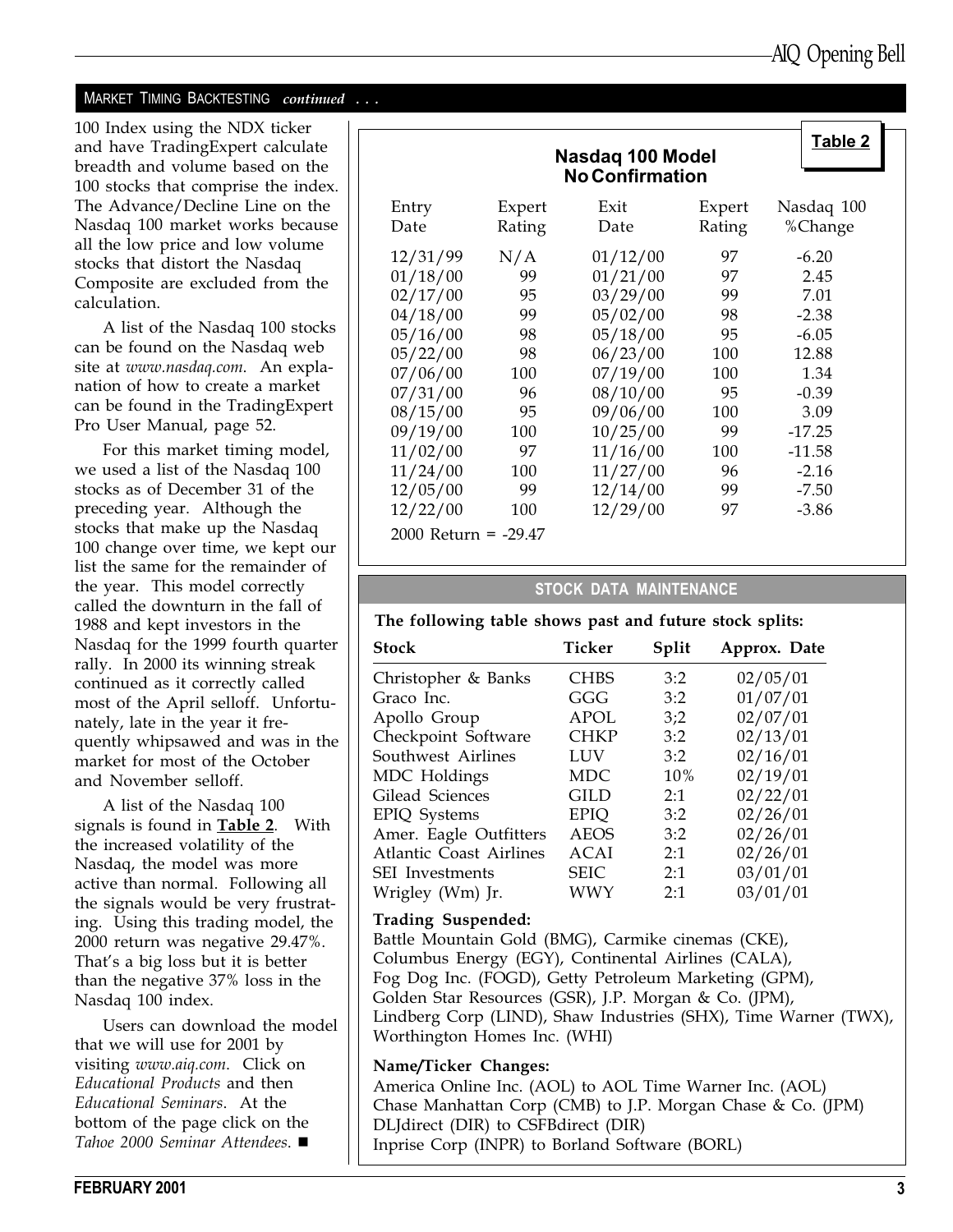MARKET TIMING BACKTESTING *continued . . .*

100 Index using the NDX ticker and have TradingExpert calculate breadth and volume based on the 100 stocks that comprise the index. The Advance/Decline Line on the Nasdaq 100 market works because all the low price and low volume stocks that distort the Nasdaq Composite are excluded from the calculation.

A list of the Nasdaq 100 stocks can be found on the Nasdaq web site at *www.nasdaq.com*. An explanation of how to create a market can be found in the TradingExpert Pro User Manual, page 52.

For this market timing model, we used a list of the Nasdaq 100 stocks as of December 31 of the preceding year. Although the stocks that make up the Nasdaq 100 change over time, we kept our list the same for the remainder of the year. This model correctly called the downturn in the fall of 1988 and kept investors in the Nasdaq for the 1999 fourth quarter rally. In 2000 its winning streak continued as it correctly called most of the April selloff. Unfortunately, late in the year it frequently whipsawed and was in the market for most of the October and November selloff.

A list of the Nasdaq 100 signals is found in **Table 2**. With the increased volatility of the Nasdaq, the model was more active than normal. Following all the signals would be very frustrating. Using this trading model, the 2000 return was negative 29.47%. That's a big loss but it is better than the negative 37% loss in the Nasdaq 100 index.

Users can download the model that we will use for 2001 by visiting *www.aiq.com*. Click on *Educational Products* and then *Educational Seminars*. At the bottom of the page click on the *Tahoe 2000 Seminar Attendees*. ■

**Table 2**

**Nasdaq 100 Model**
**No Confirmation**

| Entry Date | Expert Rating | Exit Date | Expert Rating | Nasdaq 100 %Change |
|---|---|---|---|---|
| 12/31/99 | N/A | 01/12/00 | 97 | -6.20 |
| 01/18/00 | 99 | 01/21/00 | 97 | 2.45 |
| 02/17/00 | 95 | 03/29/00 | 99 | 7.01 |
| 04/18/00 | 99 | 05/02/00 | 98 | -2.38 |
| 05/16/00 | 98 | 05/18/00 | 95 | -6.05 |
| 05/22/00 | 98 | 06/23/00 | 100 | 12.88 |
| 07/06/00 | 100 | 07/19/00 | 100 | 1.34 |
| 07/31/00 | 96 | 08/10/00 | 95 | -0.39 |
| 08/15/00 | 95 | 09/06/00 | 100 | 3.09 |
| 09/19/00 | 100 | 10/25/00 | 99 | -17.25 |
| 11/02/00 | 97 | 11/16/00 | 100 | -11.58 |
| 11/24/00 | 100 | 11/27/00 | 96 | -2.16 |
| 12/05/00 | 99 | 12/14/00 | 99 | -7.50 |
| 12/22/00 | 100 | 12/29/00 | 97 | -3.86 |

2000 Return = -29.47

## STOCK DATA MAINTENANCE

**The following table shows past and future stock splits:**

| Stock | Ticker | Split | Approx. Date |
|---|---|---|---|
| Christopher & Banks | CHBS | 3:2 | 02/05/01 |
| Graco Inc. | GGG | 3:2 | 01/07/01 |
| Apollo Group | APOL | 3;2 | 02/07/01 |
| Checkpoint Software | CHKP | 3:2 | 02/13/01 |
| Southwest Airlines | LUV | 3:2 | 02/16/01 |
| MDC Holdings | MDC | 10% | 02/19/01 |
| Gilead Sciences | GILD | 2:1 | 02/22/01 |
| EPIQ Systems | EPIQ | 3:2 | 02/26/01 |
| Amer. Eagle Outfitters | AEOS | 3:2 | 02/26/01 |
| Atlantic Coast Airlines | ACAI | 2:1 | 02/26/01 |
| SEI Investments | SEIC | 2:1 | 03/01/01 |
| Wrigley (Wm) Jr. | WWY | 2:1 | 03/01/01 |

**Trading Suspended:**

Battle Mountain Gold (BMG), Carmike cinemas (CKE), Columbus Energy (EGY), Continental Airlines (CALA), Fog Dog Inc. (FOGD), Getty Petroleum Marketing (GPM), Golden Star Resources (GSR), J.P. Morgan & Co. (JPM), Lindberg Corp (LIND), Shaw Industries (SHX), Time Warner (TWX), Worthington Homes Inc. (WHI)

**Name/Ticker Changes:**

America Online Inc. (AOL) to AOL Time Warner Inc. (AOL)
Chase Manhattan Corp (CMB) to J.P. Morgan Chase & Co. (JPM)
DLJdirect (DIR) to CSFBdirect (DIR)
Inprise Corp (INPR) to Borland Software (BORL)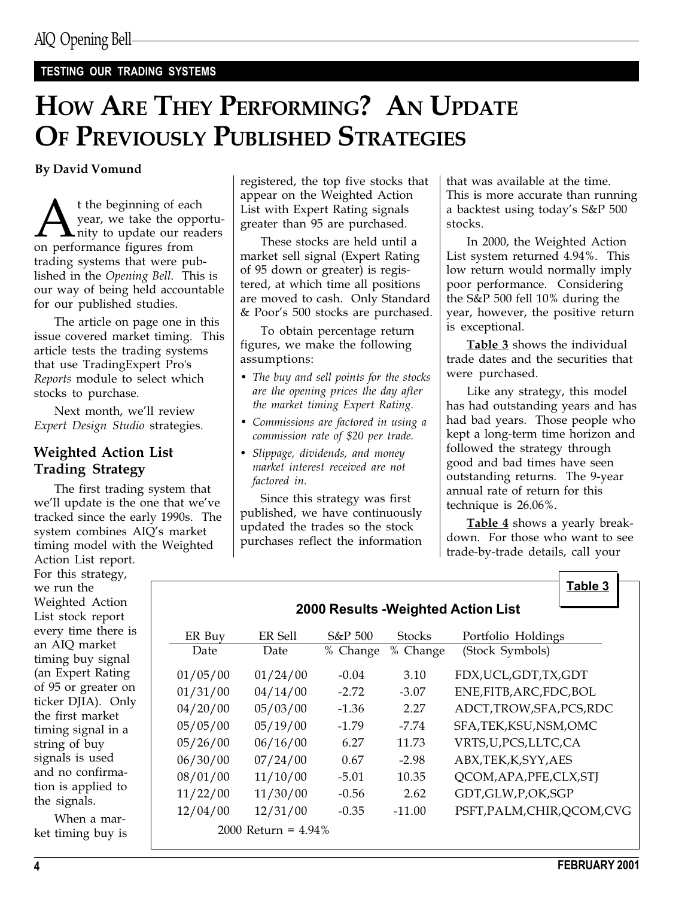**TESTING OUR TRADING SYSTEMS**

# HOW ARE THEY PERFORMING? AN UPDATE OF PREVIOUSLY PUBLISHED STRATEGIES

**By David Vomund**

At the beginning of each year, we take the opportunity to update our readers on performance figures from trading systems that were published in the *Opening Bell*. This is our way of being held accountable for our published studies.

The article on page one in this issue covered market timing. This article tests the trading systems that use TradingExpert Pro's *Reports* module to select which stocks to purchase.

Next month, we'll review *Expert Design Studio* strategies.

## Weighted Action List Trading Strategy

The first trading system that we'll update is the one that we've tracked since the early 1990s. The system combines AIQ's market timing model with the Weighted Action List report. For this strategy, we run the Weighted Action List stock report every time there is an AIQ market timing buy signal (an Expert Rating of 95 or greater on ticker DJIA). Only the first market timing signal in a string of buy signals is used and no confirmation is applied to the signals.

When a market timing buy is registered, the top five stocks that appear on the Weighted Action List with Expert Rating signals greater than 95 are purchased.

These stocks are held until a market sell signal (Expert Rating of 95 down or greater) is registered, at which time all positions are moved to cash. Only Standard & Poor's 500 stocks are purchased.

To obtain percentage return figures, we make the following assumptions:

- *The buy and sell points for the stocks are the opening prices the day after the market timing Expert Rating.*
- *Commissions are factored in using a commission rate of $20 per trade.*
- *Slippage, dividends, and money market interest received are not factored in.*

Since this strategy was first published, we have continuously updated the trades so the stock purchases reflect the information that was available at the time. This is more accurate than running a backtest using today's S&P 500 stocks.

In 2000, the Weighted Action List system returned 4.94%. This low return would normally imply poor performance. Considering the S&P 500 fell 10% during the year, however, the positive return is exceptional.

**Table 3** shows the individual trade dates and the securities that were purchased.

Like any strategy, this model has had outstanding years and has had bad years. Those people who kept a long-term time horizon and followed the strategy through good and bad times have seen outstanding returns. The 9-year annual rate of return for this technique is 26.06%.

**Table 4** shows a yearly breakdown. For those who want to see trade-by-trade details, call your

**Table 3**

**2000 Results -Weighted Action List**

| ER Buy Date | ER Sell Date | S&P 500 % Change | Stocks % Change | Portfolio Holdings (Stock Symbols) |
|---|---|---|---|---|
| 01/05/00 | 01/24/00 | -0.04 | 3.10 | FDX,UCL,GDT,TX,GDT |
| 01/31/00 | 04/14/00 | -2.72 | -3.07 | ENE,FITB,ARC,FDC,BOL |
| 04/20/00 | 05/03/00 | -1.36 | 2.27 | ADCT,TROW,SFA,PCS,RDC |
| 05/05/00 | 05/19/00 | -1.79 | -7.74 | SFA,TEK,KSU,NSM,OMC |
| 05/26/00 | 06/16/00 | 6.27 | 11.73 | VRTS,U,PCS,LLTC,CA |
| 06/30/00 | 07/24/00 | 0.67 | -2.98 | ABX,TEK,K,SYY,AES |
| 08/01/00 | 11/10/00 | -5.01 | 10.35 | QCOM,APA,PFE,CLX,STJ |
| 11/22/00 | 11/30/00 | -0.56 | 2.62 | GDT,GLW,P,OK,SGP |
| 12/04/00 | 12/31/00 | -0.35 | -11.00 | PSFT,PALM,CHIR,QCOM,CVG |

2000 Return = 4.94%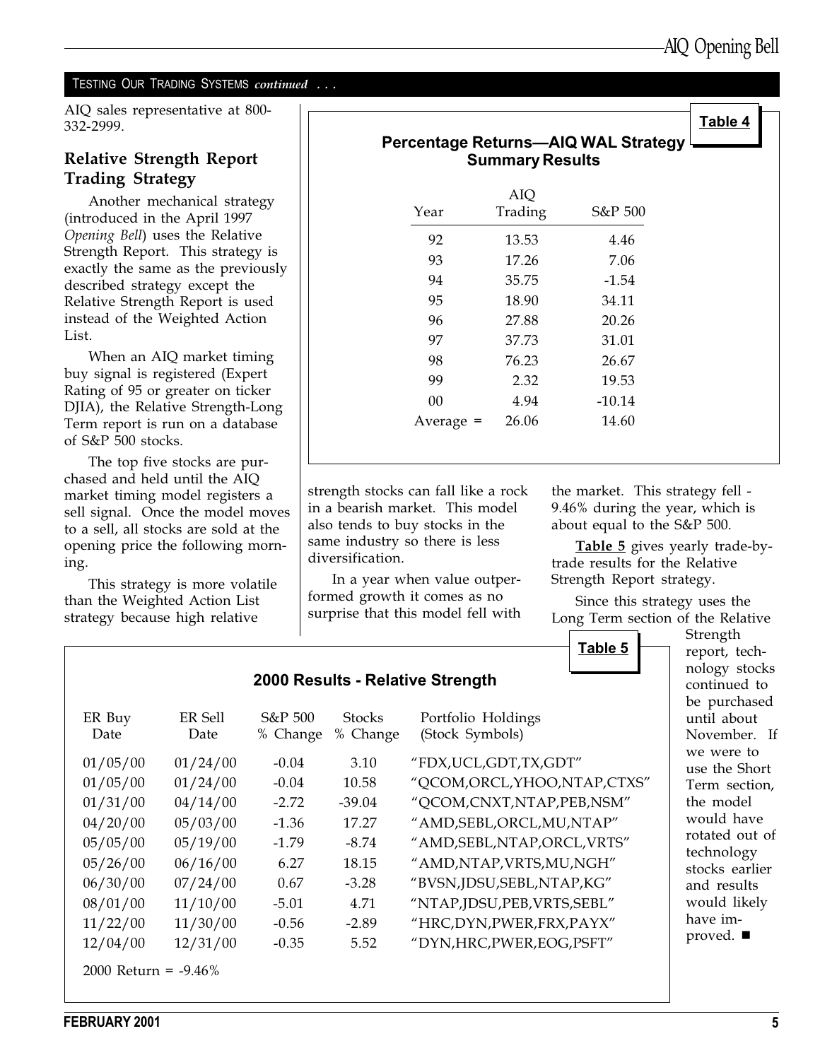TESTING OUR TRADING SYSTEMS *continued* . . .

AIQ sales representative at 800-332-2999.

## Relative Strength Report Trading Strategy

Another mechanical strategy (introduced in the April 1997 *Opening Bell*) uses the Relative Strength Report. This strategy is exactly the same as the previously described strategy except the Relative Strength Report is used instead of the Weighted Action List.

When an AIQ market timing buy signal is registered (Expert Rating of 95 or greater on ticker DJIA), the Relative Strength-Long Term report is run on a database of S&P 500 stocks.

The top five stocks are purchased and held until the AIQ market timing model registers a sell signal. Once the model moves to a sell, all stocks are sold at the opening price the following morning.

This strategy is more volatile than the Weighted Action List strategy because high relative strength stocks can fall like a rock in a bearish market. This model also tends to buy stocks in the same industry so there is less diversification.

In a year when value outperformed growth it comes as no surprise that this model fell with the market. This strategy fell -9.46% during the year, which is about equal to the S&P 500.

**Table 5** gives yearly trade-by-trade results for the Relative Strength Report strategy.

Since this strategy uses the Long Term section of the Relative Strength report, technology stocks continued to be purchased until about November. If we were to use the Short Term section, the model would have rotated out of technology stocks earlier and results would likely have improved. ■

**Table 4**

**Percentage Returns—AIQ WAL Strategy Summary Results**

| Year | AIQ Trading | S&P 500 |
|---|---|---|
| 92 | 13.53 | 4.46 |
| 93 | 17.26 | 7.06 |
| 94 | 35.75 | -1.54 |
| 95 | 18.90 | 34.11 |
| 96 | 27.88 | 20.26 |
| 97 | 37.73 | 31.01 |
| 98 | 76.23 | 26.67 |
| 99 | 2.32 | 19.53 |
| 00 | 4.94 | -10.14 |
| Average = | 26.06 | 14.60 |

**Table 5**

**2000 Results - Relative Strength**

| ER Buy Date | ER Sell Date | S&P 500 % Change | Stocks % Change | Portfolio Holdings (Stock Symbols) |
|---|---|---|---|---|
| 01/05/00 | 01/24/00 | -0.04 | 3.10 | "FDX,UCL,GDT,TX,GDT" |
| 01/05/00 | 01/24/00 | -0.04 | 10.58 | "QCOM,ORCL,YHOO,NTAP,CTXS" |
| 01/31/00 | 04/14/00 | -2.72 | -39.04 | "QCOM,CNXT,NTAP,PEB,NSM" |
| 04/20/00 | 05/03/00 | -1.36 | 17.27 | "AMD,SEBL,ORCL,MU,NTAP" |
| 05/05/00 | 05/19/00 | -1.79 | -8.74 | "AMD,SEBL,NTAP,ORCL,VRTS" |
| 05/26/00 | 06/16/00 | 6.27 | 18.15 | "AMD,NTAP,VRTS,MU,NGH" |
| 06/30/00 | 07/24/00 | 0.67 | -3.28 | "BVSN,JDSU,SEBL,NTAP,KG" |
| 08/01/00 | 11/10/00 | -5.01 | 4.71 | "NTAP,JDSU,PEB,VRTS,SEBL" |
| 11/22/00 | 11/30/00 | -0.56 | -2.89 | "HRC,DYN,PWER,FRX,PAYX" |
| 12/04/00 | 12/31/00 | -0.35 | 5.52 | "DYN,HRC,PWER,EOG,PSFT" |

2000 Return = -9.46%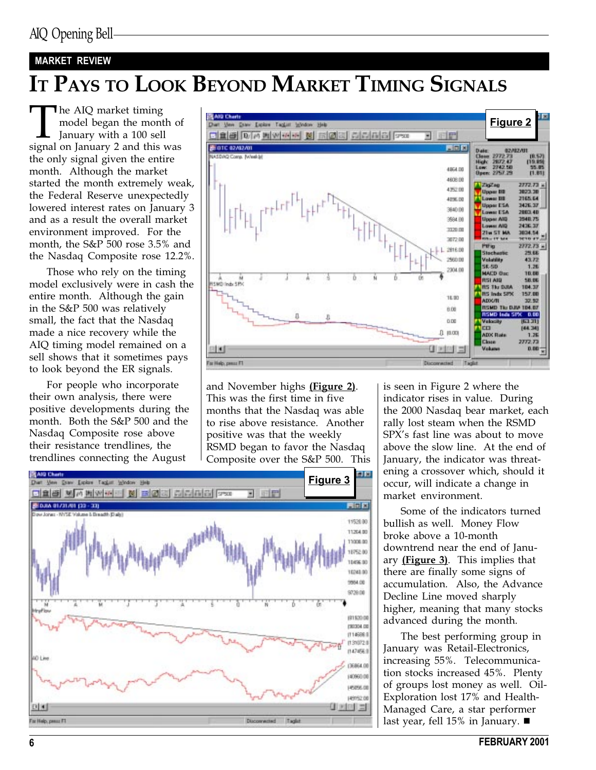## MARKET REVIEW

# IT PAYS TO LOOK BEYOND MARKET TIMING SIGNALS

The AIQ market timing model began the month of January with a 100 sell signal on January 2 and this was the only signal given the entire month. Although the market started the month extremely weak, the Federal Reserve unexpectedly lowered interest rates on January 3 and as a result the overall market environment improved. For the month, the S&P 500 rose 3.5% and the Nasdaq Composite rose 12.2%.

Those who rely on the timing model exclusively were in cash the entire month. Although the gain in the S&P 500 was relatively small, the fact that the Nasdaq made a nice recovery while the AIQ timing model remained on a sell shows that it sometimes pays to look beyond the ER signals.

For people who incorporate their own analysis, there were positive developments during the month. Both the S&P 500 and the Nasdaq Composite rose above their resistance trendlines, the trendlines connecting the August and November highs (**Figure 2**). This was the first time in five months that the Nasdaq was able to rise above resistance. Another positive was that the weekly RSMD began to favor the Nasdaq Composite over the S&P 500. This is seen in Figure 2 where the indicator rises in value. During the 2000 Nasdaq bear market, each rally lost steam when the RSMD SPX's fast line was about to move above the slow line. At the end of January, the indicator was threatening a crossover which, should it occur, will indicate a change in market environment.

Some of the indicators turned bullish as well. Money Flow broke above a 10-month downtrend near the end of January (**Figure 3**). This implies that there are finally some signs of accumulation. Also, the Advance Decline Line moved sharply higher, meaning that many stocks advanced during the month.

The best performing group in January was Retail-Electronics, increasing 55%. Telecommunication stocks increased 45%. Plenty of groups lost money as well. Oil-Exploration lost 17% and Health-Managed Care, a star performer last year, fell 15% in January. ■

Figure 2

Figure 3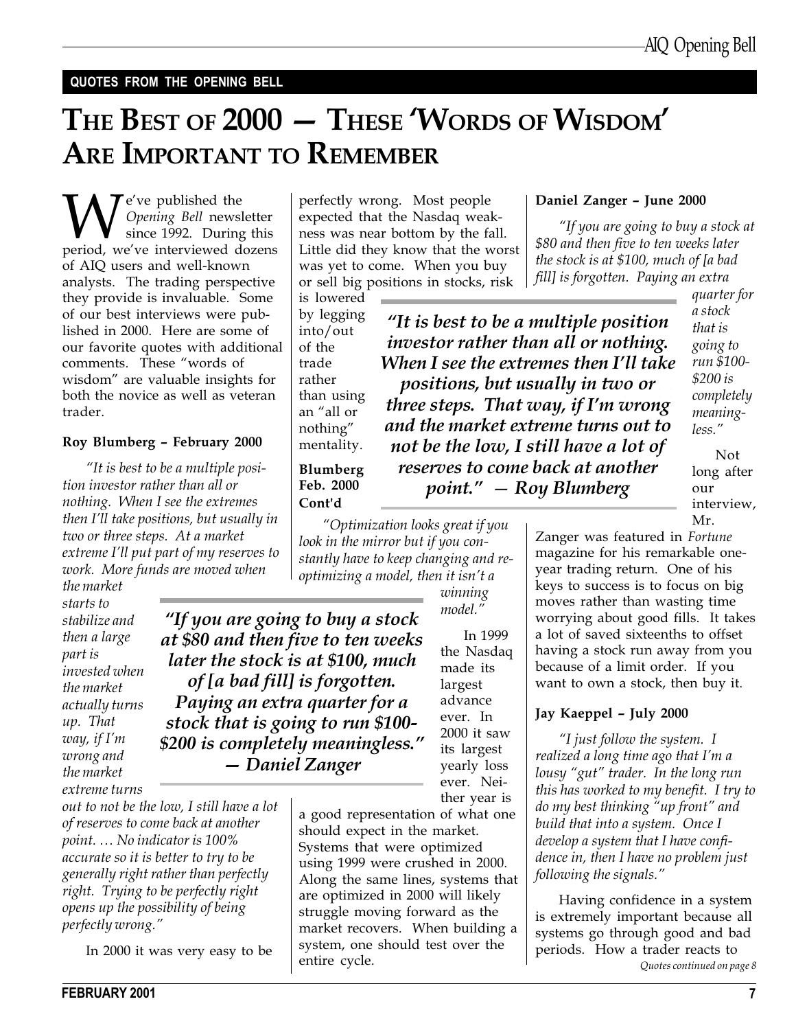**QUOTES FROM THE OPENING BELL**

# THE BEST OF 2000 — THESE 'WORDS OF WISDOM' ARE IMPORTANT TO REMEMBER

We've published the *Opening Bell* newsletter since 1992. During this period, we've interviewed dozens of AIQ users and well-known analysts. The trading perspective they provide is invaluable. Some of our best interviews were published in 2000. Here are some of our favorite quotes with additional comments. These "words of wisdom" are valuable insights for both the novice as well as veteran trader.

### Roy Blumberg – February 2000

*"It is best to be a multiple position investor rather than all or nothing. When I see the extremes then I'll take positions, but usually in two or three steps. At a market extreme I'll put part of my reserves to work. More funds are moved when the market starts to stabilize and then a large part is invested when the market actually turns up. That way, if I'm wrong and the market extreme turns out to not be the low, I still have a lot of reserves to come back at another point. … No indicator is 100% accurate so it is better to try to be generally right rather than perfectly right. Trying to be perfectly right opens up the possibility of being perfectly wrong."*

In 2000 it was very easy to be perfectly wrong. Most people expected that the Nasdaq weakness was near bottom by the fall. Little did they know that the worst was yet to come. When you buy or sell big positions in stocks, risk is lowered by legging into/out of the trade rather than using an "all or nothing" mentality.

> ***"It is best to be a multiple position investor rather than all or nothing. When I see the extremes then I'll take positions, but usually in two or three steps. That way, if I'm wrong and the market extreme turns out to not be the low, I still have a lot of reserves to come back at another point." — Roy Blumberg***

### Blumberg Feb. 2000 Cont'd

*"Optimization looks great if you look in the mirror but if you constantly have to keep changing and re-optimizing a model, then it isn't a winning model."*

In 1999 the Nasdaq made its largest advance ever. In 2000 it saw its largest yearly loss ever. Neither year is a good representation of what one should expect in the market. Systems that were optimized using 1999 were crushed in 2000. Along the same lines, systems that are optimized in 2000 will likely struggle moving forward as the market recovers. When building a system, one should test over the entire cycle.

> ***"If you are going to buy a stock at \$80 and then five to ten weeks later the stock is at \$100, much of [a bad fill] is forgotten. Paying an extra quarter for a stock that is going to run \$100-\$200 is completely meaningless." — Daniel Zanger***

### Daniel Zanger – June 2000

*"If you are going to buy a stock at \$80 and then five to ten weeks later the stock is at \$100, much of [a bad fill] is forgotten. Paying an extra quarter for a stock that is going to run \$100-\$200 is completely meaningless."*

Not long after our interview, Mr. Zanger was featured in *Fortune* magazine for his remarkable one-year trading return. One of his keys to success is to focus on big moves rather than wasting time worrying about good fills. It takes a lot of saved sixteenths to offset having a stock run away from you because of a limit order. If you want to own a stock, then buy it.

### Jay Kaeppel – July 2000

*"I just follow the system. I realized a long time ago that I'm a lousy "gut" trader. In the long run this has worked to my benefit. I try to do my best thinking "up front" and build that into a system. Once I develop a system that I have confidence in, then I have no problem just following the signals."*

Having confidence in a system is extremely important because all systems go through good and bad periods. How a trader reacts to

*Quotes continued on page 8*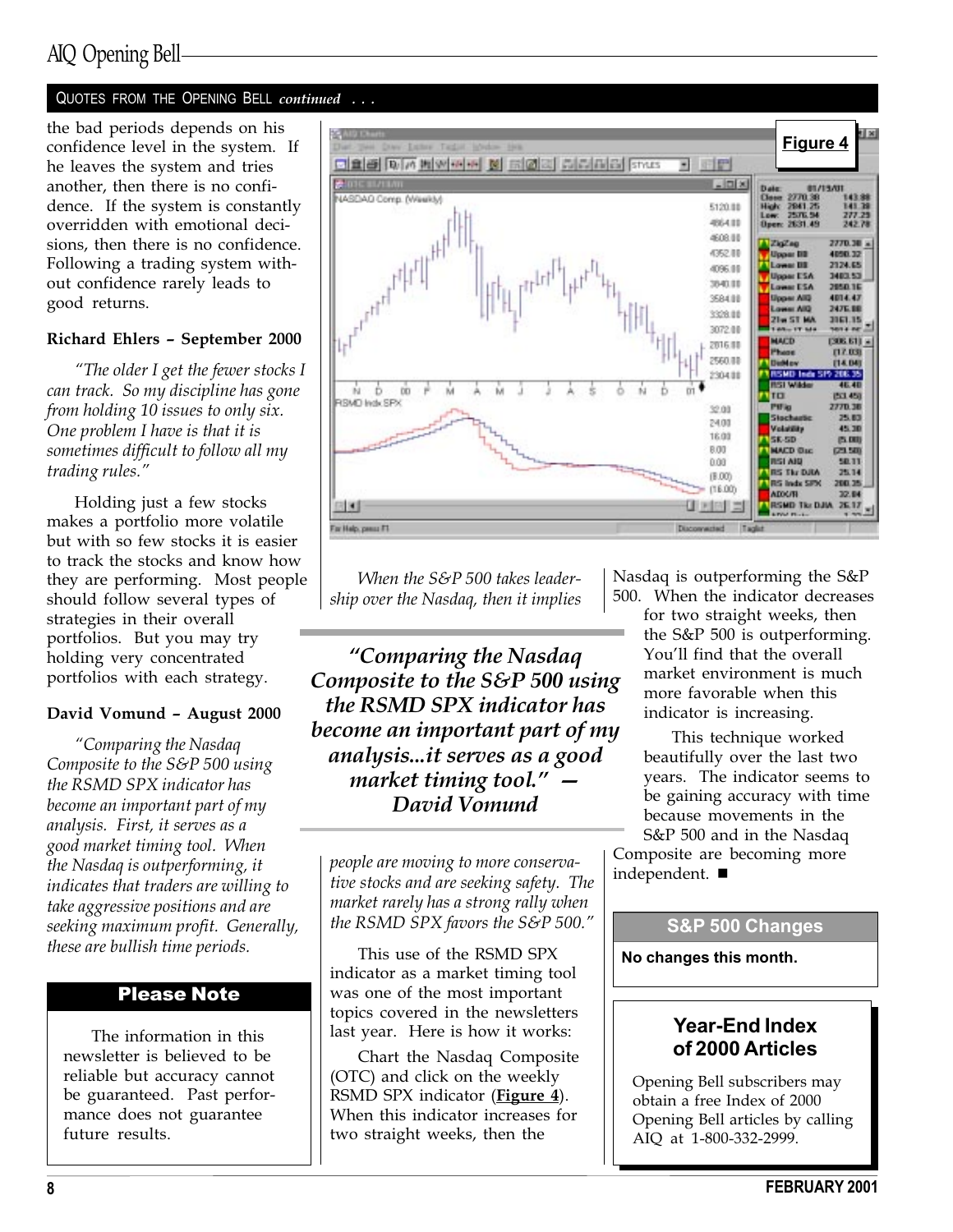QUOTES FROM THE OPENING BELL *continued* . . .

the bad periods depends on his confidence level in the system. If he leaves the system and tries another, then there is no confidence. If the system is constantly overridden with emotional decisions, then there is no confidence. Following a trading system without confidence rarely leads to good returns.

**Richard Ehlers – September 2000**

*"The older I get the fewer stocks I can track. So my discipline has gone from holding 10 issues to only six. One problem I have is that it is sometimes difficult to follow all my trading rules."*

Holding just a few stocks makes a portfolio more volatile but with so few stocks it is easier to track the stocks and know how they are performing. Most people should follow several types of strategies in their overall portfolios. But you may try holding very concentrated portfolios with each strategy.

**David Vomund – August 2000**

*"Comparing the Nasdaq Composite to the S&P 500 using the RSMD SPX indicator has become an important part of my analysis. First, it serves as a good market timing tool. When the Nasdaq is outperforming, it indicates that traders are willing to take aggressive positions and are seeking maximum profit. Generally, these are bullish time periods.*

Figure 4

*When the S&P 500 takes leadership over the Nasdaq, then it implies people are moving to more conservative stocks and are seeking safety. The market rarely has a strong rally when the RSMD SPX favors the S&P 500."*

> ***"Comparing the Nasdaq Composite to the S&P 500 using the RSMD SPX indicator has become an important part of my analysis...it serves as a good market timing tool." — David Vomund***

This use of the RSMD SPX indicator as a market timing tool was one of the most important topics covered in the newsletters last year. Here is how it works:

Chart the Nasdaq Composite (OTC) and click on the weekly RSMD SPX indicator (**Figure 4**). When this indicator increases for two straight weeks, then the Nasdaq is outperforming the S&P 500. When the indicator decreases for two straight weeks, then the S&P 500 is outperforming. You'll find that the overall market environment is much more favorable when this indicator is increasing.

This technique worked beautifully over the last two years. The indicator seems to be gaining accuracy with time because movements in the S&P 500 and in the Nasdaq Composite are becoming more independent. ■

## Please Note

The information in this newsletter is believed to be reliable but accuracy cannot be guaranteed. Past performance does not guarantee future results.

## S&P 500 Changes

**No changes this month.**

## Year-End Index of 2000 Articles

Opening Bell subscribers may obtain a free Index of 2000 Opening Bell articles by calling AIQ at 1-800-332-2999.